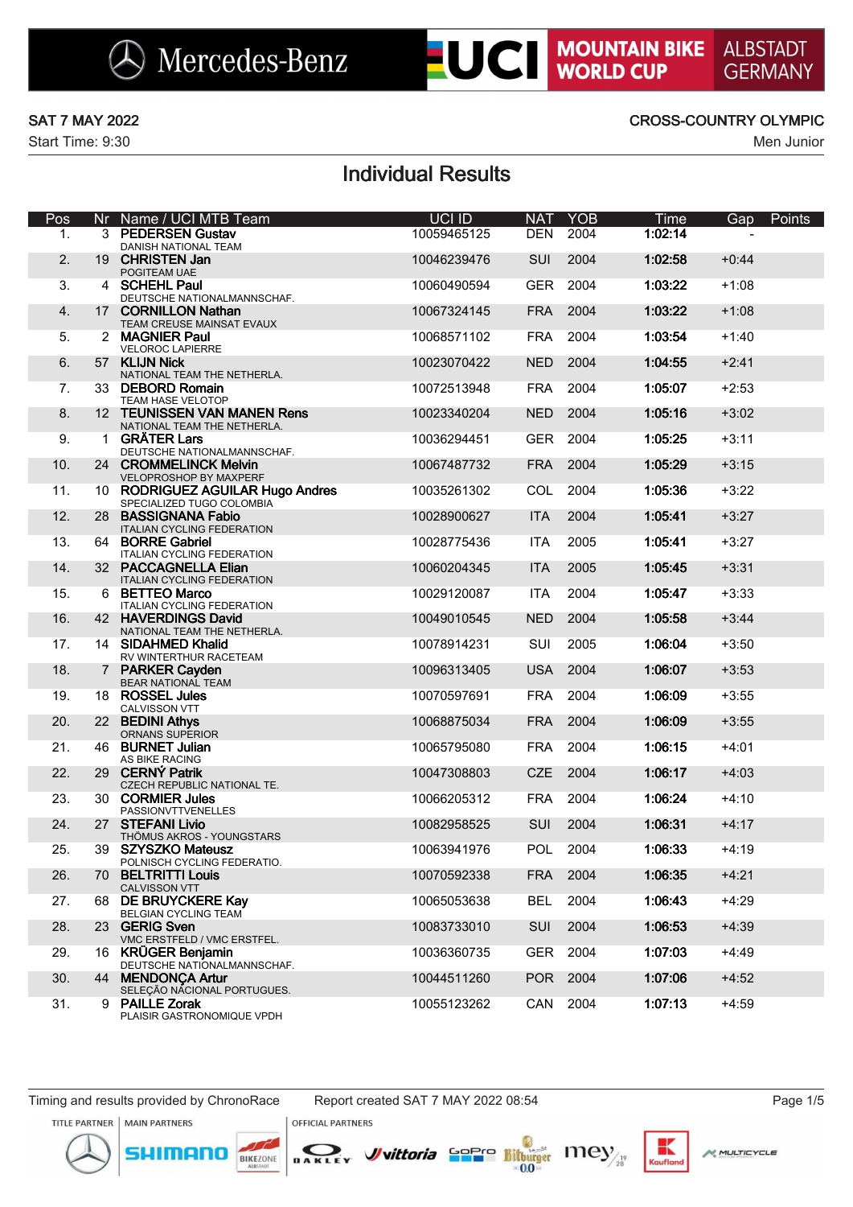Mercedes-Benz UCI MOUNTAIN BIKE WORLD CUP ALBSTADT GERMANY

SAT 7 MAY 2022 | CROSS-COUNTRY OLYMPIC

Start Time: 9:30 | Men Junior

# Individual Results

| Pos | Nr | Name / UCI MTB Team | UCI ID | NAT | YOB | Time | Gap | Points |
|---|---|---|---|---|---|---|---|---|
| 1. | 3 | **PEDERSEN Gustav** DANISH NATIONAL TEAM | 10059465125 | DEN | 2004 | **1:02:14** | - | |
| 2. | 19 | **CHRISTEN Jan** POGITEAM UAE | 10046239476 | SUI | 2004 | **1:02:58** | +0:44 | |
| 3. | 4 | **SCHEHL Paul** DEUTSCHE NATIONALMANNSCHAF. | 10060490594 | GER | 2004 | **1:03:22** | +1:08 | |
| 4. | 17 | **CORNILLON Nathan** TEAM CREUSE MAINSAT EVAUX | 10067324145 | FRA | 2004 | **1:03:22** | +1:08 | |
| 5. | 2 | **MAGNIER Paul** VELOROC LAPIERRE | 10068571102 | FRA | 2004 | **1:03:54** | +1:40 | |
| 6. | 57 | **KLIJN Nick** NATIONAL TEAM THE NETHERLA. | 10023070422 | NED | 2004 | **1:04:55** | +2:41 | |
| 7. | 33 | **DEBORD Romain** TEAM HASE VELOTOP | 10072513948 | FRA | 2004 | **1:05:07** | +2:53 | |
| 8. | 12 | **TEUNISSEN VAN MANEN Rens** NATIONAL TEAM THE NETHERLA. | 10023340204 | NED | 2004 | **1:05:16** | +3:02 | |
| 9. | 1 | **GRÄTER Lars** DEUTSCHE NATIONALMANNSCHAF. | 10036294451 | GER | 2004 | **1:05:25** | +3:11 | |
| 10. | 24 | **CROMMELINCK Melvin** VELOPROSHOP BY MAXPERF | 10067487732 | FRA | 2004 | **1:05:29** | +3:15 | |
| 11. | 10 | **RODRIGUEZ AGUILAR Hugo Andres** SPECIALIZED TUGO COLOMBIA | 10035261302 | COL | 2004 | **1:05:36** | +3:22 | |
| 12. | 28 | **BASSIGNANA Fabio** ITALIAN CYCLING FEDERATION | 10028900627 | ITA | 2004 | **1:05:41** | +3:27 | |
| 13. | 64 | **BORRE Gabriel** ITALIAN CYCLING FEDERATION | 10028775436 | ITA | 2005 | **1:05:41** | +3:27 | |
| 14. | 32 | **PACCAGNELLA Elian** ITALIAN CYCLING FEDERATION | 10060204345 | ITA | 2005 | **1:05:45** | +3:31 | |
| 15. | 6 | **BETTEO Marco** ITALIAN CYCLING FEDERATION | 10029120087 | ITA | 2004 | **1:05:47** | +3:33 | |
| 16. | 42 | **HAVERDINGS David** NATIONAL TEAM THE NETHERLA. | 10049010545 | NED | 2004 | **1:05:58** | +3:44 | |
| 17. | 14 | **SIDAHMED Khalid** RV WINTERTHUR RACETEAM | 10078914231 | SUI | 2005 | **1:06:04** | +3:50 | |
| 18. | 7 | **PARKER Cayden** BEAR NATIONAL TEAM | 10096313405 | USA | 2004 | **1:06:07** | +3:53 | |
| 19. | 18 | **ROSSEL Jules** CALVISSON VTT | 10070597691 | FRA | 2004 | **1:06:09** | +3:55 | |
| 20. | 22 | **BEDINI Athys** ORNANS SUPERIOR | 10068875034 | FRA | 2004 | **1:06:09** | +3:55 | |
| 21. | 46 | **BURNET Julian** AS BIKE RACING | 10065795080 | FRA | 2004 | **1:06:15** | +4:01 | |
| 22. | 29 | **CERNÝ Patrik** CZECH REPUBLIC NATIONAL TE. | 10047308803 | CZE | 2004 | **1:06:17** | +4:03 | |
| 23. | 30 | **CORMIER Jules** PASSIONVTTVENELLES | 10066205312 | FRA | 2004 | **1:06:24** | +4:10 | |
| 24. | 27 | **STEFANI Livio** THÖMUS AKROS - YOUNGSTARS | 10082958525 | SUI | 2004 | **1:06:31** | +4:17 | |
| 25. | 39 | **SZYSZKO Mateusz** POLNISCH CYCLING FEDERATIO. | 10063941976 | POL | 2004 | **1:06:33** | +4:19 | |
| 26. | 70 | **BELTRITTI Louis** CALVISSON VTT | 10070592338 | FRA | 2004 | **1:06:35** | +4:21 | |
| 27. | 68 | **DE BRUYCKERE Kay** BELGIAN CYCLING TEAM | 10065053638 | BEL | 2004 | **1:06:43** | +4:29 | |
| 28. | 23 | **GERIG Sven** VMC ERSTFELD / VMC ERSTFEL. | 10083733010 | SUI | 2004 | **1:06:53** | +4:39 | |
| 29. | 16 | **KRÜGER Benjamin** DEUTSCHE NATIONALMANNSCHAF. | 10036360735 | GER | 2004 | **1:07:03** | +4:49 | |
| 30. | 44 | **MENDONÇA Artur** SELEÇÃO NACIONAL PORTUGUES. | 10044511260 | POR | 2004 | **1:07:06** | +4:52 | |
| 31. | 9 | **PAILLE Zorak** PLAISIR GASTRONOMIQUE VPDH | 10055123262 | CAN | 2004 | **1:07:13** | +4:59 | |

Timing and results provided by ChronoRace | Report created SAT 7 MAY 2022 08:54

TITLE PARTNER | MAIN PARTNERS | OFFICIAL PARTNERS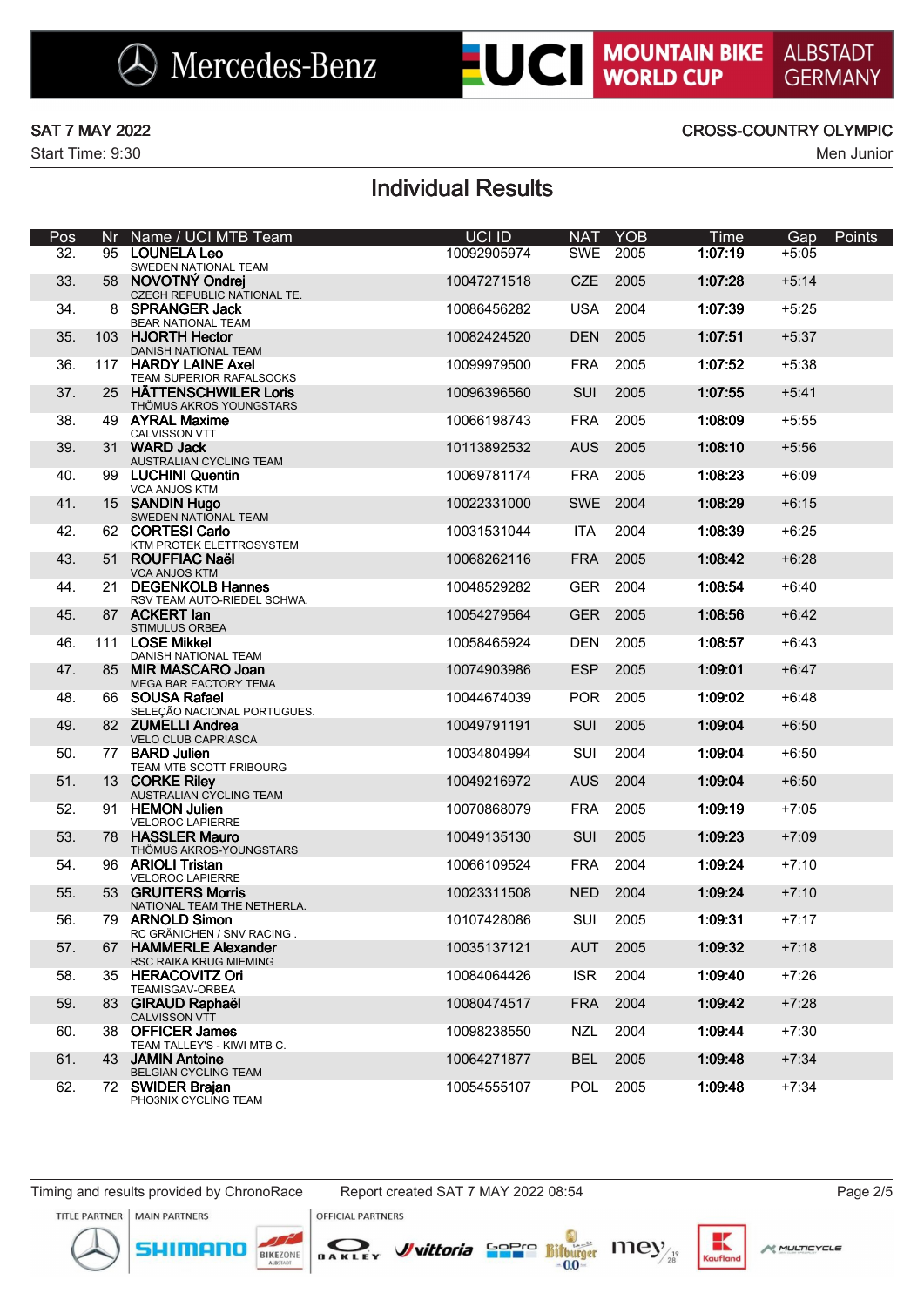SAT 7 MAY 2022

Start Time: 9:30

CROSS-COUNTRY OLYMPIC

Men Junior

## Individual Results

| Pos | Nr | Name / UCI MTB Team | UCI ID | NAT | YOB | Time | Gap | Points |
|---|---|---|---|---|---|---|---|---|
| 32. | 95 | **LOUNELA Leo**<br>SWEDEN NATIONAL TEAM | 10092905974 | SWE | 2005 | **1:07:19** | +5:05 | |
| 33. | 58 | **NOVOTNÝ Ondrej**<br>CZECH REPUBLIC NATIONAL TE. | 10047271518 | CZE | 2005 | **1:07:28** | +5:14 | |
| 34. | 8 | **SPRANGER Jack**<br>BEAR NATIONAL TEAM | 10086456282 | USA | 2004 | **1:07:39** | +5:25 | |
| 35. | 103 | **HJORTH Hector**<br>DANISH NATIONAL TEAM | 10082424520 | DEN | 2005 | **1:07:51** | +5:37 | |
| 36. | 117 | **HARDY LAINE Axel**<br>TEAM SUPERIOR RAFALSOCKS | 10099979500 | FRA | 2005 | **1:07:52** | +5:38 | |
| 37. | 25 | **HÄTTENSCHWILER Loris**<br>THÖMUS AKROS YOUNGSTARS | 10096396560 | SUI | 2005 | **1:07:55** | +5:41 | |
| 38. | 49 | **AYRAL Maxime**<br>CALVISSON VTT | 10066198743 | FRA | 2005 | **1:08:09** | +5:55 | |
| 39. | 31 | **WARD Jack**<br>AUSTRALIAN CYCLING TEAM | 10113892532 | AUS | 2005 | **1:08:10** | +5:56 | |
| 40. | 99 | **LUCHINI Quentin**<br>VCA ANJOS KTM | 10069781174 | FRA | 2005 | **1:08:23** | +6:09 | |
| 41. | 15 | **SANDIN Hugo**<br>SWEDEN NATIONAL TEAM | 10022331000 | SWE | 2004 | **1:08:29** | +6:15 | |
| 42. | 62 | **CORTESI Carlo**<br>KTM PROTEK ELETTROSYSTEM | 10031531044 | ITA | 2004 | **1:08:39** | +6:25 | |
| 43. | 51 | **ROUFFIAC Naël**<br>VCA ANJOS KTM | 10068262116 | FRA | 2005 | **1:08:42** | +6:28 | |
| 44. | 21 | **DEGENKOLB Hannes**<br>RSV TEAM AUTO-RIEDEL SCHWA. | 10048529282 | GER | 2004 | **1:08:54** | +6:40 | |
| 45. | 87 | **ACKERT Ian**<br>STIMULUS ORBEA | 10054279564 | GER | 2005 | **1:08:56** | +6:42 | |
| 46. | 111 | **LOSE Mikkel**<br>DANISH NATIONAL TEAM | 10058465924 | DEN | 2005 | **1:08:57** | +6:43 | |
| 47. | 85 | **MIR MASCARO Joan**<br>MEGA BAR FACTORY TEMA | 10074903986 | ESP | 2005 | **1:09:01** | +6:47 | |
| 48. | 66 | **SOUSA Rafael**<br>SELEÇÃO NACIONAL PORTUGUES. | 10044674039 | POR | 2005 | **1:09:02** | +6:48 | |
| 49. | 82 | **ZUMELLI Andrea**<br>VELO CLUB CAPRIASCA | 10049791191 | SUI | 2005 | **1:09:04** | +6:50 | |
| 50. | 77 | **BARD Julien**<br>TEAM MTB SCOTT FRIBOURG | 10034804994 | SUI | 2004 | **1:09:04** | +6:50 | |
| 51. | 13 | **CORKE Riley**<br>AUSTRALIAN CYCLING TEAM | 10049216972 | AUS | 2004 | **1:09:04** | +6:50 | |
| 52. | 91 | **HEMON Julien**<br>VELOROC LAPIERRE | 10070868079 | FRA | 2005 | **1:09:19** | +7:05 | |
| 53. | 78 | **HASSLER Mauro**<br>THÖMUS AKROS-YOUNGSTARS | 10049135130 | SUI | 2005 | **1:09:23** | +7:09 | |
| 54. | 96 | **ARIOLI Tristan**<br>VELOROC LAPIERRE | 10066109524 | FRA | 2004 | **1:09:24** | +7:10 | |
| 55. | 53 | **GRUITERS Morris**<br>NATIONAL TEAM THE NETHERLA. | 10023311508 | NED | 2004 | **1:09:24** | +7:10 | |
| 56. | 79 | **ARNOLD Simon**<br>RC GRÄNICHEN / SNV RACING . | 10107428086 | SUI | 2005 | **1:09:31** | +7:17 | |
| 57. | 67 | **HAMMERLE Alexander**<br>RSC RAIKA KRUG MIEMING | 10035137121 | AUT | 2005 | **1:09:32** | +7:18 | |
| 58. | 35 | **HERACOVITZ Ori**<br>TEAMISGAV-ORBEA | 10084064426 | ISR | 2004 | **1:09:40** | +7:26 | |
| 59. | 83 | **GIRAUD Raphaël**<br>CALVISSON VTT | 10080474517 | FRA | 2004 | **1:09:42** | +7:28 | |
| 60. | 38 | **OFFICER James**<br>TEAM TALLEY'S - KIWI MTB C. | 10098238550 | NZL | 2004 | **1:09:44** | +7:30 | |
| 61. | 43 | **JAMIN Antoine**<br>BELGIAN CYCLING TEAM | 10064271877 | BEL | 2005 | **1:09:48** | +7:34 | |
| 62. | 72 | **SWIDER Brajan**<br>PHO3NIX CYCLING TEAM | 10054555107 | POL | 2005 | **1:09:48** | +7:34 | |

Timing and results provided by ChronoRace    Report created SAT 7 MAY 2022 08:54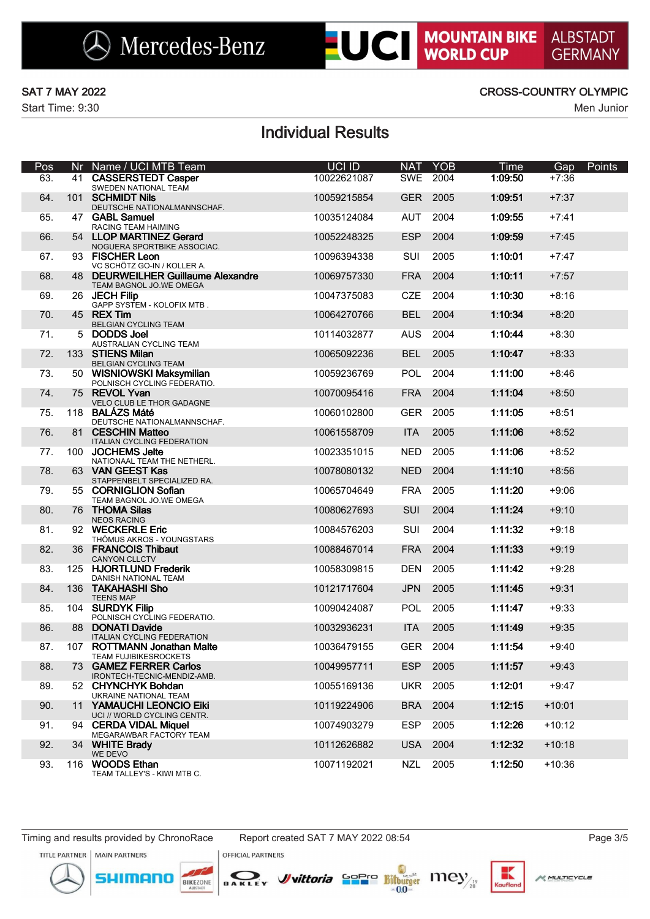Mercedes-Benz | UCI MOUNTAIN BIKE WORLD CUP | ALBSTADT GERMANY

**SAT 7 MAY 2022** | **CROSS-COUNTRY OLYMPIC**

Start Time: 9:30 | Men Junior

## Individual Results

| Pos | Nr | Name / UCI MTB Team | UCI ID | NAT | YOB | Time | Gap | Points |
|---|---|---|---|---|---|---|---|---|
| 63. | 41 | **CASSERSTEDT Casper**<br>SWEDEN NATIONAL TEAM | 10022621087 | SWE | 2004 | **1:09:50** | +7:36 | |
| 64. | 101 | **SCHMIDT Nils**<br>DEUTSCHE NATIONALMANNSCHAF. | 10059215854 | GER | 2005 | **1:09:51** | +7:37 | |
| 65. | 47 | **GABL Samuel**<br>RACING TEAM HAIMING | 10035124084 | AUT | 2004 | **1:09:55** | +7:41 | |
| 66. | 54 | **LLOP MARTINEZ Gerard**<br>NOGUERA SPORTBIKE ASSOCIAC. | 10052248325 | ESP | 2004 | **1:09:59** | +7:45 | |
| 67. | 93 | **FISCHER Leon**<br>VC SCHÖTZ GO-IN / KOLLER A. | 10096394338 | SUI | 2005 | **1:10:01** | +7:47 | |
| 68. | 48 | **DEURWEILHER Guillaume Alexandre**<br>TEAM BAGNOL JO.WE OMEGA | 10069757330 | FRA | 2004 | **1:10:11** | +7:57 | |
| 69. | 26 | **JECH Filip**<br>GAPP SYSTEM - KOLOFIX MTB . | 10047375083 | CZE | 2004 | **1:10:30** | +8:16 | |
| 70. | 45 | **REX Tim**<br>BELGIAN CYCLING TEAM | 10064270766 | BEL | 2004 | **1:10:34** | +8:20 | |
| 71. | 5 | **DODDS Joel**<br>AUSTRALIAN CYCLING TEAM | 10114032877 | AUS | 2004 | **1:10:44** | +8:30 | |
| 72. | 133 | **STIENS Milan**<br>BELGIAN CYCLING TEAM | 10065092236 | BEL | 2005 | **1:10:47** | +8:33 | |
| 73. | 50 | **WISNIOWSKI Maksymilian**<br>POLNISCH CYCLING FEDERATIO. | 10059236769 | POL | 2004 | **1:11:00** | +8:46 | |
| 74. | 75 | **REVOL Yvan**<br>VELO CLUB LE THOR GADAGNE | 10070095416 | FRA | 2004 | **1:11:04** | +8:50 | |
| 75. | 118 | **BALÁZS Máté**<br>DEUTSCHE NATIONALMANNSCHAF. | 10060102800 | GER | 2005 | **1:11:05** | +8:51 | |
| 76. | 81 | **CESCHIN Matteo**<br>ITALIAN CYCLING FEDERATION | 10061558709 | ITA | 2005 | **1:11:06** | +8:52 | |
| 77. | 100 | **JOCHEMS Jelte**<br>NATIONAAL TEAM THE NETHERL. | 10023351015 | NED | 2005 | **1:11:06** | +8:52 | |
| 78. | 63 | **VAN GEEST Kas**<br>STAPPENBELT SPECIALIZED RA. | 10078080132 | NED | 2004 | **1:11:10** | +8:56 | |
| 79. | 55 | **CORNIGLION Sofian**<br>TEAM BAGNOL JO.WE OMEGA | 10065704649 | FRA | 2005 | **1:11:20** | +9:06 | |
| 80. | 76 | **THOMA Silas**<br>NEOS RACING | 10080627693 | SUI | 2004 | **1:11:24** | +9:10 | |
| 81. | 92 | **WECKERLE Eric**<br>THÖMUS AKROS - YOUNGSTARS | 10084576203 | SUI | 2004 | **1:11:32** | +9:18 | |
| 82. | 36 | **FRANCOIS Thibaut**<br>CANYON CLLCTV | 10088467014 | FRA | 2004 | **1:11:33** | +9:19 | |
| 83. | 125 | **HJORTLUND Frederik**<br>DANISH NATIONAL TEAM | 10058309815 | DEN | 2005 | **1:11:42** | +9:28 | |
| 84. | 136 | **TAKAHASHI Sho**<br>TEENS MAP | 10121717604 | JPN | 2005 | **1:11:45** | +9:31 | |
| 85. | 104 | **SURDYK Filip**<br>POLNISCH CYCLING FEDERATIO. | 10090424087 | POL | 2005 | **1:11:47** | +9:33 | |
| 86. | 88 | **DONATI Davide**<br>ITALIAN CYCLING FEDERATION | 10032936231 | ITA | 2005 | **1:11:49** | +9:35 | |
| 87. | 107 | **ROTTMANN Jonathan Malte**<br>TEAM FUJIBIKESROCKETS | 10036479155 | GER | 2004 | **1:11:54** | +9:40 | |
| 88. | 73 | **GAMEZ FERRER Carlos**<br>IRONTECH-TECNIC-MENDIZ-AMB. | 10049957711 | ESP | 2005 | **1:11:57** | +9:43 | |
| 89. | 52 | **CHYNCHYK Bohdan**<br>UKRAINE NATIONAL TEAM | 10055169136 | UKR | 2005 | **1:12:01** | +9:47 | |
| 90. | 11 | **YAMAUCHI LEONCIO Eiki**<br>UCI // WORLD CYCLING CENTR. | 10119224906 | BRA | 2004 | **1:12:15** | +10:01 | |
| 91. | 94 | **CERDA VIDAL Miquel**<br>MEGARAWBAR FACTORY TEAM | 10074903279 | ESP | 2005 | **1:12:26** | +10:12 | |
| 92. | 34 | **WHITE Brady**<br>WE DEVO | 10112626882 | USA | 2004 | **1:12:32** | +10:18 | |
| 93. | 116 | **WOODS Ethan**<br>TEAM TALLEY'S - KIWI MTB C. | 10071192021 | NZL | 2005 | **1:12:50** | +10:36 | |

Timing and results provided by ChronoRace | Report created SAT 7 MAY 2022 08:54

TITLE PARTNER | MAIN PARTNERS | OFFICIAL PARTNERS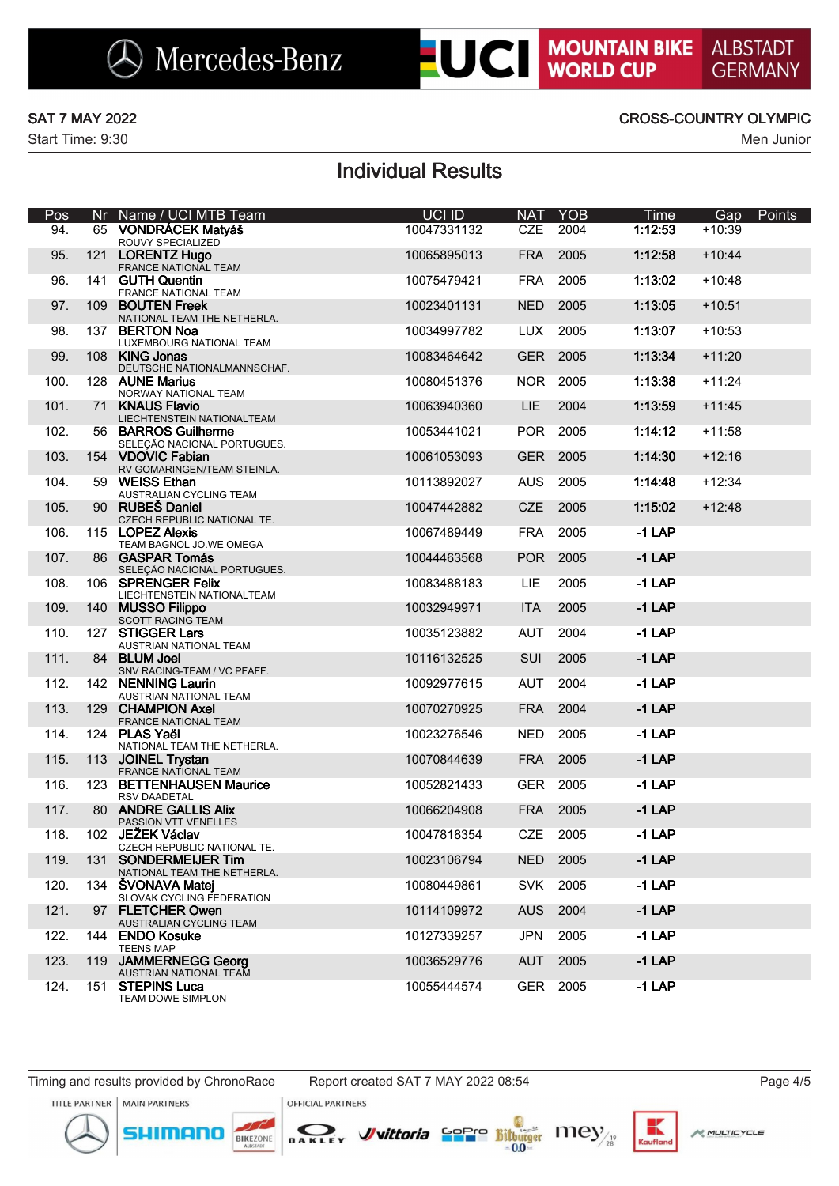SAT 7 MAY 2022

Start Time: 9:30

CROSS-COUNTRY OLYMPIC

Men Junior

## Individual Results

| Pos | Nr | Name / UCI MTB Team | UCI ID | NAT | YOB | Time | Gap | Points |
|---|---|---|---|---|---|---|---|---|
| 94. | 65 | **VONDRÁCEK Matyáš**<br>ROUVY SPECIALIZED | 10047331132 | CZE | 2004 | **1:12:53** | +10:39 | |
| 95. | 121 | **LORENTZ Hugo**<br>FRANCE NATIONAL TEAM | 10065895013 | FRA | 2005 | **1:12:58** | +10:44 | |
| 96. | 141 | **GUTH Quentin**<br>FRANCE NATIONAL TEAM | 10075479421 | FRA | 2005 | **1:13:02** | +10:48 | |
| 97. | 109 | **BOUTEN Freek**<br>NATIONAL TEAM THE NETHERLA. | 10023401131 | NED | 2005 | **1:13:05** | +10:51 | |
| 98. | 137 | **BERTON Noa**<br>LUXEMBOURG NATIONAL TEAM | 10034997782 | LUX | 2005 | **1:13:07** | +10:53 | |
| 99. | 108 | **KING Jonas**<br>DEUTSCHE NATIONALMANNSCHAF. | 10083464642 | GER | 2005 | **1:13:34** | +11:20 | |
| 100. | 128 | **AUNE Marius**<br>NORWAY NATIONAL TEAM | 10080451376 | NOR | 2005 | **1:13:38** | +11:24 | |
| 101. | 71 | **KNAUS Flavio**<br>LIECHTENSTEIN NATIONALTEAM | 10063940360 | LIE | 2004 | **1:13:59** | +11:45 | |
| 102. | 56 | **BARROS Guilherme**<br>SELEÇÃO NACIONAL PORTUGUES. | 10053441021 | POR | 2005 | **1:14:12** | +11:58 | |
| 103. | 154 | **VDOVIC Fabian**<br>RV GOMARINGEN/TEAM STEINLA. | 10061053093 | GER | 2005 | **1:14:30** | +12:16 | |
| 104. | 59 | **WEISS Ethan**<br>AUSTRALIAN CYCLING TEAM | 10113892027 | AUS | 2005 | **1:14:48** | +12:34 | |
| 105. | 90 | **RUBEŠ Daniel**<br>CZECH REPUBLIC NATIONAL TE. | 10047442882 | CZE | 2005 | **1:15:02** | +12:48 | |
| 106. | 115 | **LOPEZ Alexis**<br>TEAM BAGNOL JO.WE OMEGA | 10067489449 | FRA | 2005 | **-1 LAP** | | |
| 107. | 86 | **GASPAR Tomás**<br>SELEÇÃO NACIONAL PORTUGUES. | 10044463568 | POR | 2005 | **-1 LAP** | | |
| 108. | 106 | **SPRENGER Felix**<br>LIECHTENSTEIN NATIONALTEAM | 10083488183 | LIE | 2005 | **-1 LAP** | | |
| 109. | 140 | **MUSSO Filippo**<br>SCOTT RACING TEAM | 10032949971 | ITA | 2005 | **-1 LAP** | | |
| 110. | 127 | **STIGGER Lars**<br>AUSTRIAN NATIONAL TEAM | 10035123882 | AUT | 2004 | **-1 LAP** | | |
| 111. | 84 | **BLUM Joel**<br>SNV RACING-TEAM / VC PFAFF. | 10116132525 | SUI | 2005 | **-1 LAP** | | |
| 112. | 142 | **NENNING Laurin**<br>AUSTRIAN NATIONAL TEAM | 10092977615 | AUT | 2004 | **-1 LAP** | | |
| 113. | 129 | **CHAMPION Axel**<br>FRANCE NATIONAL TEAM | 10070270925 | FRA | 2004 | **-1 LAP** | | |
| 114. | 124 | **PLAS Yaël**<br>NATIONAL TEAM THE NETHERLA. | 10023276546 | NED | 2005 | **-1 LAP** | | |
| 115. | 113 | **JOINEL Trystan**<br>FRANCE NATIONAL TEAM | 10070844639 | FRA | 2005 | **-1 LAP** | | |
| 116. | 123 | **BETTENHAUSEN Maurice**<br>RSV DAADETAL | 10052821433 | GER | 2005 | **-1 LAP** | | |
| 117. | 80 | **ANDRE GALLIS Alix**<br>PASSION VTT VENELLES | 10066204908 | FRA | 2005 | **-1 LAP** | | |
| 118. | 102 | **JEŽEK Václav**<br>CZECH REPUBLIC NATIONAL TE. | 10047818354 | CZE | 2005 | **-1 LAP** | | |
| 119. | 131 | **SONDERMEIJER Tim**<br>NATIONAL TEAM THE NETHERLA. | 10023106794 | NED | 2005 | **-1 LAP** | | |
| 120. | 134 | **ŠVONAVA Matej**<br>SLOVAK CYCLING FEDERATION | 10080449861 | SVK | 2005 | **-1 LAP** | | |
| 121. | 97 | **FLETCHER Owen**<br>AUSTRALIAN CYCLING TEAM | 10114109972 | AUS | 2004 | **-1 LAP** | | |
| 122. | 144 | **ENDO Kosuke**<br>TEENS MAP | 10127339257 | JPN | 2005 | **-1 LAP** | | |
| 123. | 119 | **JAMMERNEGG Georg**<br>AUSTRIAN NATIONAL TEAM | 10036529776 | AUT | 2005 | **-1 LAP** | | |
| 124. | 151 | **STEPINS Luca**<br>TEAM DOWE SIMPLON | 10055444574 | GER | 2005 | **-1 LAP** | | |

Timing and results provided by ChronoRace — Report created SAT 7 MAY 2022 08:54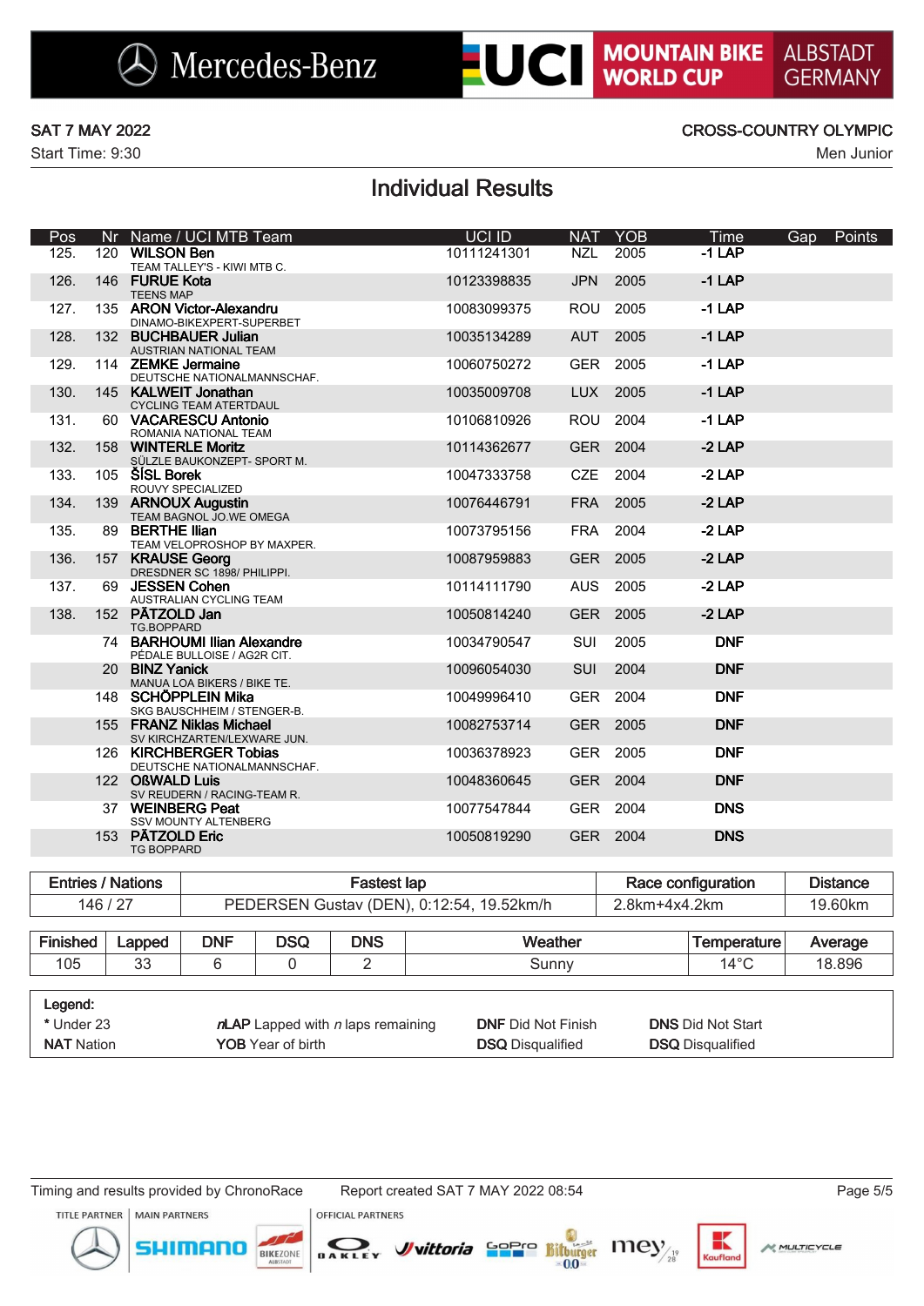SAT 7 MAY 2022
Start Time: 9:30

CROSS-COUNTRY OLYMPIC
Men Junior

# Individual Results

| Pos | Nr | Name / UCI MTB Team | UCI ID | NAT | YOB | Time | Gap | Points |
|---|---|---|---|---|---|---|---|---|
| 125. | 120 | **WILSON Ben** TEAM TALLEY'S - KIWI MTB C. | 10111241301 | NZL | 2005 | **-1 LAP** | | |
| 126. | 146 | **FURUE Kota** TEENS MAP | 10123398835 | JPN | 2005 | **-1 LAP** | | |
| 127. | 135 | **ARON Victor-Alexandru** DINAMO-BIKEXPERT-SUPERBET | 10083099375 | ROU | 2005 | **-1 LAP** | | |
| 128. | 132 | **BUCHBAUER Julian** AUSTRIAN NATIONAL TEAM | 10035134289 | AUT | 2005 | **-1 LAP** | | |
| 129. | 114 | **ZEMKE Jermaine** DEUTSCHE NATIONALMANNSCHAF. | 10060750272 | GER | 2005 | **-1 LAP** | | |
| 130. | 145 | **KALWEIT Jonathan** CYCLING TEAM ATERTDAUL | 10035009708 | LUX | 2005 | **-1 LAP** | | |
| 131. | 60 | **VACARESCU Antonio** ROMANIA NATIONAL TEAM | 10106810926 | ROU | 2004 | **-1 LAP** | | |
| 132. | 158 | **WINTERLE Moritz** SÜLZLE BAUKONZEPT- SPORT M. | 10114362677 | GER | 2004 | **-2 LAP** | | |
| 133. | 105 | **ŠÍSL Borek** ROUVY SPECIALIZED | 10047333758 | CZE | 2004 | **-2 LAP** | | |
| 134. | 139 | **ARNOUX Augustin** TEAM BAGNOL JO.WE OMEGA | 10076446791 | FRA | 2005 | **-2 LAP** | | |
| 135. | 89 | **BERTHE Ilian** TEAM VELOPROSHOP BY MAXPER. | 10073795156 | FRA | 2004 | **-2 LAP** | | |
| 136. | 157 | **KRAUSE Georg** DRESDNER SC 1898/ PHILIPPI. | 10087959883 | GER | 2005 | **-2 LAP** | | |
| 137. | 69 | **JESSEN Cohen** AUSTRALIAN CYCLING TEAM | 10114111790 | AUS | 2005 | **-2 LAP** | | |
| 138. | 152 | **PÄTZOLD Jan** TG.BOPPARD | 10050814240 | GER | 2005 | **-2 LAP** | | |
| | 74 | **BARHOUMI Ilian Alexandre** PÉDALE BULLOISE / AG2R CIT. | 10034790547 | SUI | 2005 | **DNF** | | |
| | 20 | **BINZ Yanick** MANUA LOA BIKERS / BIKE TE. | 10096054030 | SUI | 2004 | **DNF** | | |
| | 148 | **SCHÖPPLEIN Mika** SKG BAUSCHHEIM / STENGER-B. | 10049996410 | GER | 2004 | **DNF** | | |
| | 155 | **FRANZ Niklas Michael** SV KIRCHZARTEN/LEXWARE JUN. | 10082753714 | GER | 2005 | **DNF** | | |
| | 126 | **KIRCHBERGER Tobias** DEUTSCHE NATIONALMANNSCHAF. | 10036378923 | GER | 2005 | **DNF** | | |
| | 122 | **OßWALD Luis** SV REUDERN / RACING-TEAM R. | 10048360645 | GER | 2004 | **DNF** | | |
| | 37 | **WEINBERG Peat** SSV MOUNTY ALTENBERG | 10077547844 | GER | 2004 | **DNS** | | |
| | 153 | **PÄTZOLD Eric** TG BOPPARD | 10050819290 | GER | 2004 | **DNS** | | |

| Entries / Nations | Fastest lap | Race configuration | Distance |
|---|---|---|---|
| 146 / 27 | PEDERSEN Gustav (DEN), 0:12:54, 19.52km/h | 2.8km+4x4.2km | 19.60km |

| Finished | Lapped | DNF | DSQ | DNS | Weather | Temperature | Average |
|---|---|---|---|---|---|---|---|
| 105 | 33 | 6 | 0 | 2 | Sunny | 14°C | 18.896 |

Legend:
* Under 23 — **NAT** Nation
*n*LAP Lapped with *n* laps remaining — **YOB** Year of birth
**DNF** Did Not Finish — **DSQ** Disqualified
**DNS** Did Not Start — **DSQ** Disqualified

Timing and results provided by ChronoRace — Report created SAT 7 MAY 2022 08:54